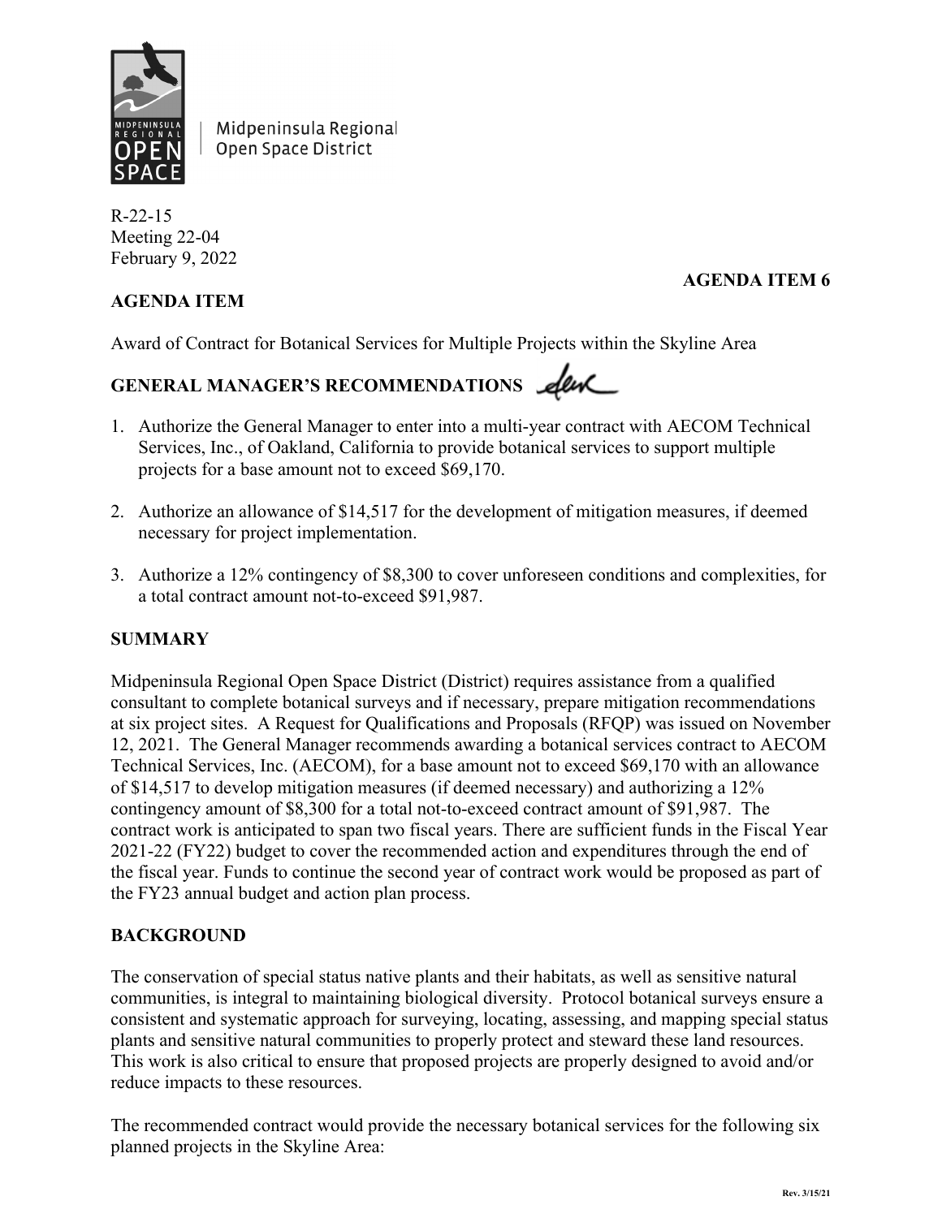Midpeninsula Regional Open Space District

R-22-15
Meeting 22-04
February 9, 2022

**AGENDA ITEM 6**

**AGENDA ITEM**

Award of Contract for Botanical Services for Multiple Projects within the Skyline Area

**GENERAL MANAGER'S RECOMMENDATIONS**

1. Authorize the General Manager to enter into a multi-year contract with AECOM Technical Services, Inc., of Oakland, California to provide botanical services to support multiple projects for a base amount not to exceed $69,170.

2. Authorize an allowance of $14,517 for the development of mitigation measures, if deemed necessary for project implementation.

3. Authorize a 12% contingency of $8,300 to cover unforeseen conditions and complexities, for a total contract amount not-to-exceed $91,987.

**SUMMARY**

Midpeninsula Regional Open Space District (District) requires assistance from a qualified consultant to complete botanical surveys and if necessary, prepare mitigation recommendations at six project sites. A Request for Qualifications and Proposals (RFQP) was issued on November 12, 2021. The General Manager recommends awarding a botanical services contract to AECOM Technical Services, Inc. (AECOM), for a base amount not to exceed $69,170 with an allowance of $14,517 to develop mitigation measures (if deemed necessary) and authorizing a 12% contingency amount of $8,300 for a total not-to-exceed contract amount of $91,987. The contract work is anticipated to span two fiscal years. There are sufficient funds in the Fiscal Year 2021-22 (FY22) budget to cover the recommended action and expenditures through the end of the fiscal year. Funds to continue the second year of contract work would be proposed as part of the FY23 annual budget and action plan process.

**BACKGROUND**

The conservation of special status native plants and their habitats, as well as sensitive natural communities, is integral to maintaining biological diversity. Protocol botanical surveys ensure a consistent and systematic approach for surveying, locating, assessing, and mapping special status plants and sensitive natural communities to properly protect and steward these land resources. This work is also critical to ensure that proposed projects are properly designed to avoid and/or reduce impacts to these resources.

The recommended contract would provide the necessary botanical services for the following six planned projects in the Skyline Area: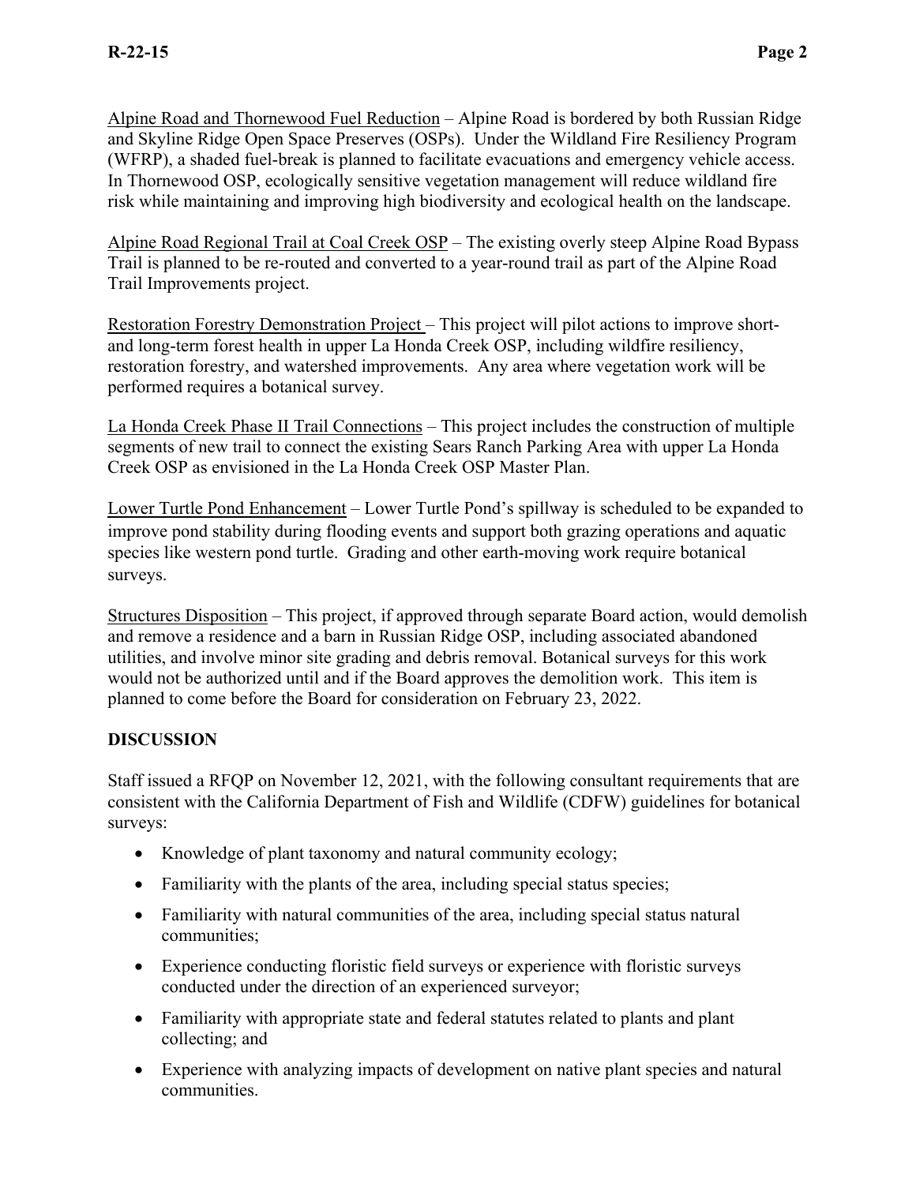Alpine Road and Thornewood Fuel Reduction – Alpine Road is bordered by both Russian Ridge and Skyline Ridge Open Space Preserves (OSPs). Under the Wildland Fire Resiliency Program (WFRP), a shaded fuel-break is planned to facilitate evacuations and emergency vehicle access. In Thornewood OSP, ecologically sensitive vegetation management will reduce wildland fire risk while maintaining and improving high biodiversity and ecological health on the landscape.

Alpine Road Regional Trail at Coal Creek OSP – The existing overly steep Alpine Road Bypass Trail is planned to be re-routed and converted to a year-round trail as part of the Alpine Road Trail Improvements project.

Restoration Forestry Demonstration Project – This project will pilot actions to improve short- and long-term forest health in upper La Honda Creek OSP, including wildfire resiliency, restoration forestry, and watershed improvements. Any area where vegetation work will be performed requires a botanical survey.

La Honda Creek Phase II Trail Connections – This project includes the construction of multiple segments of new trail to connect the existing Sears Ranch Parking Area with upper La Honda Creek OSP as envisioned in the La Honda Creek OSP Master Plan.

Lower Turtle Pond Enhancement – Lower Turtle Pond's spillway is scheduled to be expanded to improve pond stability during flooding events and support both grazing operations and aquatic species like western pond turtle. Grading and other earth-moving work require botanical surveys.

Structures Disposition – This project, if approved through separate Board action, would demolish and remove a residence and a barn in Russian Ridge OSP, including associated abandoned utilities, and involve minor site grading and debris removal. Botanical surveys for this work would not be authorized until and if the Board approves the demolition work. This item is planned to come before the Board for consideration on February 23, 2022.

## DISCUSSION

Staff issued a RFQP on November 12, 2021, with the following consultant requirements that are consistent with the California Department of Fish and Wildlife (CDFW) guidelines for botanical surveys:

- Knowledge of plant taxonomy and natural community ecology;
- Familiarity with the plants of the area, including special status species;
- Familiarity with natural communities of the area, including special status natural communities;
- Experience conducting floristic field surveys or experience with floristic surveys conducted under the direction of an experienced surveyor;
- Familiarity with appropriate state and federal statutes related to plants and plant collecting; and
- Experience with analyzing impacts of development on native plant species and natural communities.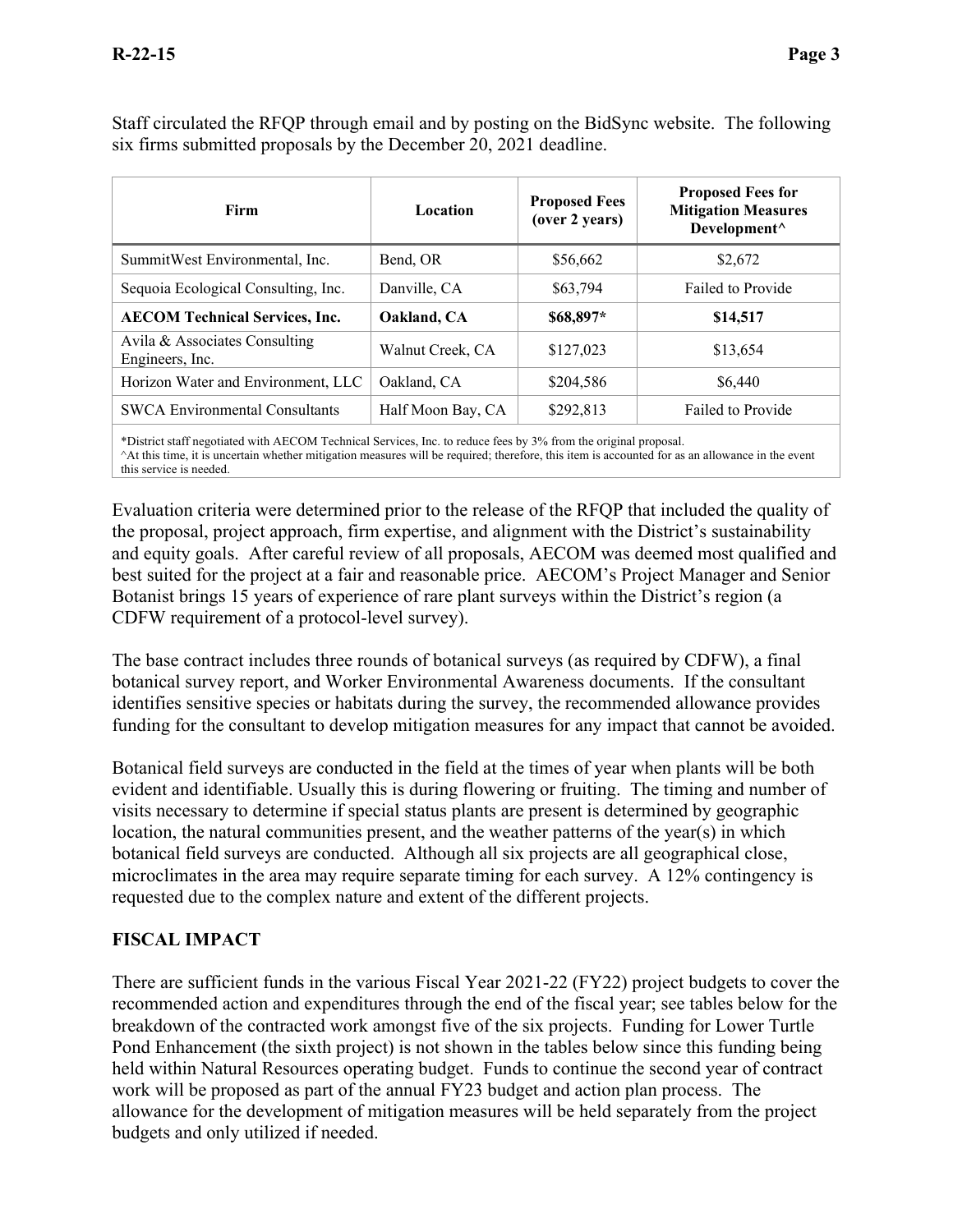Staff circulated the RFQP through email and by posting on the BidSync website. The following six firms submitted proposals by the December 20, 2021 deadline.

| Firm | Location | Proposed Fees (over 2 years) | Proposed Fees for Mitigation Measures Development^ |
|---|---|---|---|
| SummitWest Environmental, Inc. | Bend, OR | $56,662 | $2,672 |
| Sequoia Ecological Consulting, Inc. | Danville, CA | $63,794 | Failed to Provide |
| **AECOM Technical Services, Inc.** | **Oakland, CA** | **$68,897*** | **$14,517** |
| Avila & Associates Consulting Engineers, Inc. | Walnut Creek, CA | $127,023 | $13,654 |
| Horizon Water and Environment, LLC | Oakland, CA | $204,586 | $6,440 |
| SWCA Environmental Consultants | Half Moon Bay, CA | $292,813 | Failed to Provide |

*District staff negotiated with AECOM Technical Services, Inc. to reduce fees by 3% from the original proposal.
^At this time, it is uncertain whether mitigation measures will be required; therefore, this item is accounted for as an allowance in the event this service is needed.

Evaluation criteria were determined prior to the release of the RFQP that included the quality of the proposal, project approach, firm expertise, and alignment with the District's sustainability and equity goals. After careful review of all proposals, AECOM was deemed most qualified and best suited for the project at a fair and reasonable price. AECOM's Project Manager and Senior Botanist brings 15 years of experience of rare plant surveys within the District's region (a CDFW requirement of a protocol-level survey).

The base contract includes three rounds of botanical surveys (as required by CDFW), a final botanical survey report, and Worker Environmental Awareness documents. If the consultant identifies sensitive species or habitats during the survey, the recommended allowance provides funding for the consultant to develop mitigation measures for any impact that cannot be avoided.

Botanical field surveys are conducted in the field at the times of year when plants will be both evident and identifiable. Usually this is during flowering or fruiting. The timing and number of visits necessary to determine if special status plants are present is determined by geographic location, the natural communities present, and the weather patterns of the year(s) in which botanical field surveys are conducted. Although all six projects are all geographical close, microclimates in the area may require separate timing for each survey. A 12% contingency is requested due to the complex nature and extent of the different projects.

## FISCAL IMPACT

There are sufficient funds in the various Fiscal Year 2021-22 (FY22) project budgets to cover the recommended action and expenditures through the end of the fiscal year; see tables below for the breakdown of the contracted work amongst five of the six projects. Funding for Lower Turtle Pond Enhancement (the sixth project) is not shown in the tables below since this funding being held within Natural Resources operating budget. Funds to continue the second year of contract work will be proposed as part of the annual FY23 budget and action plan process. The allowance for the development of mitigation measures will be held separately from the project budgets and only utilized if needed.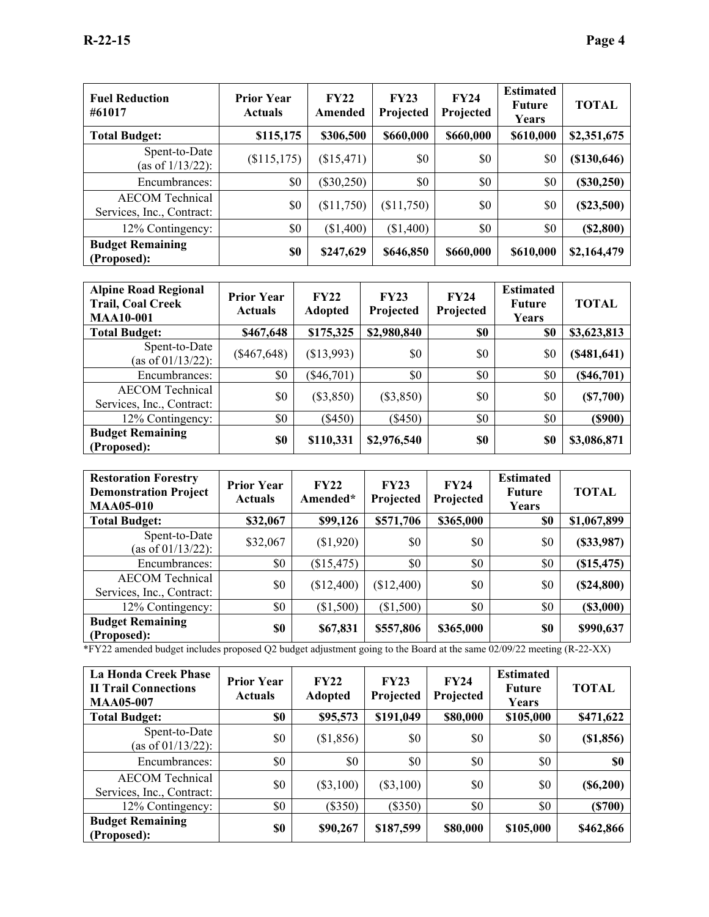| Fuel Reduction #61017 | Prior Year Actuals | FY22 Amended | FY23 Projected | FY24 Projected | Estimated Future Years | TOTAL |
|---|---|---|---|---|---|---|
| **Total Budget:** | **$115,175** | **$306,500** | **$660,000** | **$660,000** | **$610,000** | **$2,351,675** |
| Spent-to-Date (as of 1/13/22): | ($115,175) | ($15,471) | $0 | $0 | $0 | **($130,646)** |
| Encumbrances: | $0 | ($30,250) | $0 | $0 | $0 | **($30,250)** |
| AECOM Technical Services, Inc., Contract: | $0 | ($11,750) | ($11,750) | $0 | $0 | **($23,500)** |
| 12% Contingency: | $0 | ($1,400) | ($1,400) | $0 | $0 | **($2,800)** |
| **Budget Remaining (Proposed):** | **$0** | **$247,629** | **$646,850** | **$660,000** | **$610,000** | **$2,164,479** |

| Alpine Road Regional Trail, Coal Creek MAA10-001 | Prior Year Actuals | FY22 Adopted | FY23 Projected | FY24 Projected | Estimated Future Years | TOTAL |
|---|---|---|---|---|---|---|
| **Total Budget:** | **$467,648** | **$175,325** | **$2,980,840** | **$0** | **$0** | **$3,623,813** |
| Spent-to-Date (as of 01/13/22): | ($467,648) | ($13,993) | $0 | $0 | $0 | **($481,641)** |
| Encumbrances: | $0 | ($46,701) | $0 | $0 | $0 | **($46,701)** |
| AECOM Technical Services, Inc., Contract: | $0 | ($3,850) | ($3,850) | $0 | $0 | **($7,700)** |
| 12% Contingency: | $0 | ($450) | ($450) | $0 | $0 | **($900)** |
| **Budget Remaining (Proposed):** | **$0** | **$110,331** | **$2,976,540** | **$0** | **$0** | **$3,086,871** |

| Restoration Forestry Demonstration Project MAA05-010 | Prior Year Actuals | FY22 Amended* | FY23 Projected | FY24 Projected | Estimated Future Years | TOTAL |
|---|---|---|---|---|---|---|
| **Total Budget:** | **$32,067** | **$99,126** | **$571,706** | **$365,000** | **$0** | **$1,067,899** |
| Spent-to-Date (as of 01/13/22): | $32,067 | ($1,920) | $0 | $0 | $0 | **($33,987)** |
| Encumbrances: | $0 | ($15,475) | $0 | $0 | $0 | **($15,475)** |
| AECOM Technical Services, Inc., Contract: | $0 | ($12,400) | ($12,400) | $0 | $0 | **($24,800)** |
| 12% Contingency: | $0 | ($1,500) | ($1,500) | $0 | $0 | **($3,000)** |
| **Budget Remaining (Proposed):** | **$0** | **$67,831** | **$557,806** | **$365,000** | **$0** | **$990,637** |

*FY22 amended budget includes proposed Q2 budget adjustment going to the Board at the same 02/09/22 meeting (R-22-XX)

| La Honda Creek Phase II Trail Connections MAA05-007 | Prior Year Actuals | FY22 Adopted | FY23 Projected | FY24 Projected | Estimated Future Years | TOTAL |
|---|---|---|---|---|---|---|
| **Total Budget:** | **$0** | **$95,573** | **$191,049** | **$80,000** | **$105,000** | **$471,622** |
| Spent-to-Date (as of 01/13/22): | $0 | ($1,856) | $0 | $0 | $0 | **($1,856)** |
| Encumbrances: | $0 | $0 | $0 | $0 | $0 | **$0** |
| AECOM Technical Services, Inc., Contract: | $0 | ($3,100) | ($3,100) | $0 | $0 | **($6,200)** |
| 12% Contingency: | $0 | ($350) | ($350) | $0 | $0 | **($700)** |
| **Budget Remaining (Proposed):** | **$0** | **$90,267** | **$187,599** | **$80,000** | **$105,000** | **$462,866** |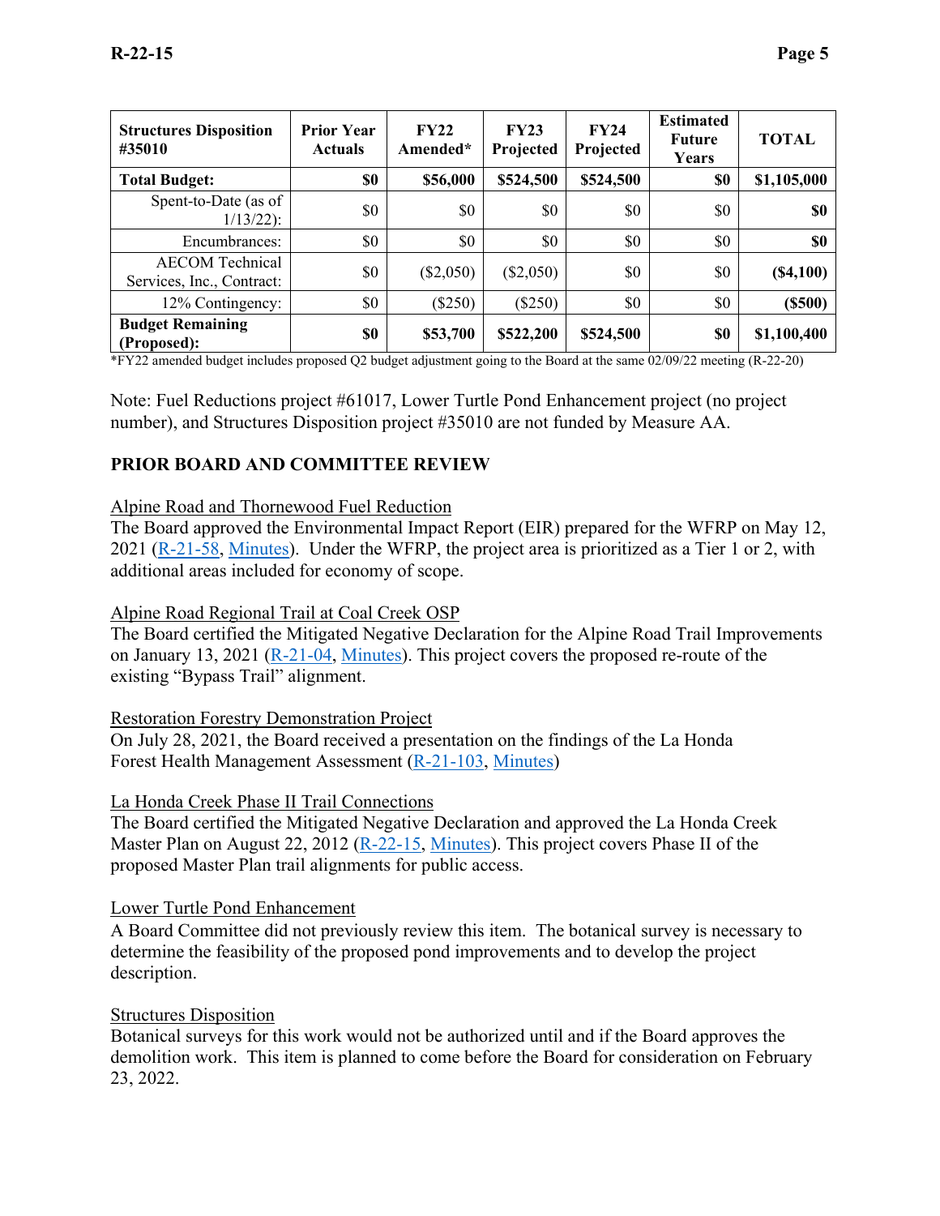| Structures Disposition #35010 | Prior Year Actuals | FY22 Amended* | FY23 Projected | FY24 Projected | Estimated Future Years | TOTAL |
|---|---|---|---|---|---|---|
| **Total Budget:** | **$0** | **$56,000** | **$524,500** | **$524,500** | **$0** | **$1,105,000** |
| Spent-to-Date (as of 1/13/22): | $0 | $0 | $0 | $0 | $0 | **$0** |
| Encumbrances: | $0 | $0 | $0 | $0 | $0 | **$0** |
| AECOM Technical Services, Inc., Contract: | $0 | ($2,050) | ($2,050) | $0 | $0 | **($4,100)** |
| 12% Contingency: | $0 | ($250) | ($250) | $0 | $0 | **($500)** |
| **Budget Remaining (Proposed):** | **$0** | **$53,700** | **$522,200** | **$524,500** | **$0** | **$1,100,400** |

*FY22 amended budget includes proposed Q2 budget adjustment going to the Board at the same 02/09/22 meeting (R-22-20)

Note: Fuel Reductions project #61017, Lower Turtle Pond Enhancement project (no project number), and Structures Disposition project #35010 are not funded by Measure AA.

## PRIOR BOARD AND COMMITTEE REVIEW

Alpine Road and Thornewood Fuel Reduction

The Board approved the Environmental Impact Report (EIR) prepared for the WFRP on May 12, 2021 (R-21-58, Minutes). Under the WFRP, the project area is prioritized as a Tier 1 or 2, with additional areas included for economy of scope.

Alpine Road Regional Trail at Coal Creek OSP

The Board certified the Mitigated Negative Declaration for the Alpine Road Trail Improvements on January 13, 2021 (R-21-04, Minutes). This project covers the proposed re-route of the existing "Bypass Trail" alignment.

Restoration Forestry Demonstration Project

On July 28, 2021, the Board received a presentation on the findings of the La Honda Forest Health Management Assessment (R-21-103, Minutes)

La Honda Creek Phase II Trail Connections

The Board certified the Mitigated Negative Declaration and approved the La Honda Creek Master Plan on August 22, 2012 (R-22-15, Minutes). This project covers Phase II of the proposed Master Plan trail alignments for public access.

Lower Turtle Pond Enhancement

A Board Committee did not previously review this item. The botanical survey is necessary to determine the feasibility of the proposed pond improvements and to develop the project description.

Structures Disposition

Botanical surveys for this work would not be authorized until and if the Board approves the demolition work. This item is planned to come before the Board for consideration on February 23, 2022.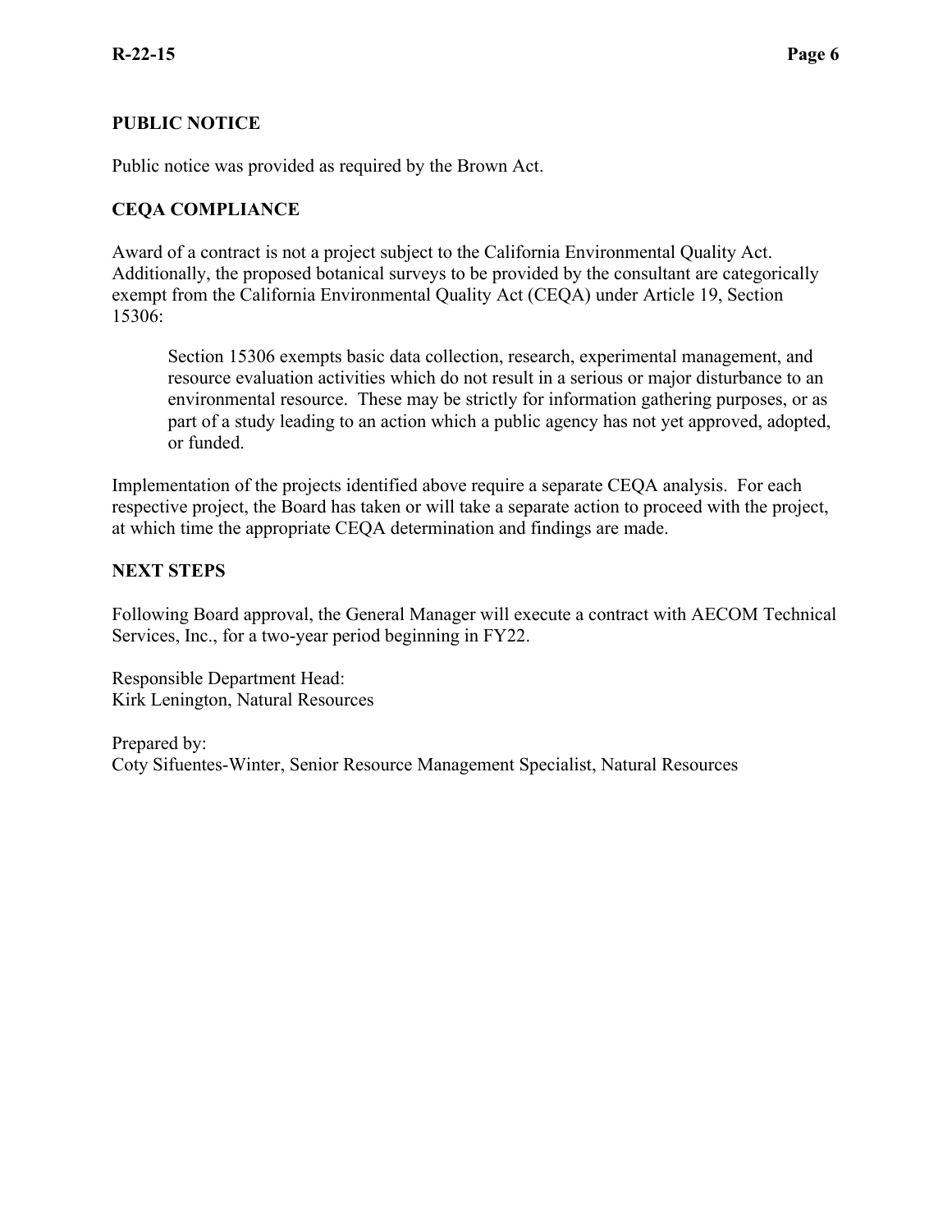## PUBLIC NOTICE

Public notice was provided as required by the Brown Act.

## CEQA COMPLIANCE

Award of a contract is not a project subject to the California Environmental Quality Act. Additionally, the proposed botanical surveys to be provided by the consultant are categorically exempt from the California Environmental Quality Act (CEQA) under Article 19, Section 15306:

> Section 15306 exempts basic data collection, research, experimental management, and resource evaluation activities which do not result in a serious or major disturbance to an environmental resource. These may be strictly for information gathering purposes, or as part of a study leading to an action which a public agency has not yet approved, adopted, or funded.

Implementation of the projects identified above require a separate CEQA analysis. For each respective project, the Board has taken or will take a separate action to proceed with the project, at which time the appropriate CEQA determination and findings are made.

## NEXT STEPS

Following Board approval, the General Manager will execute a contract with AECOM Technical Services, Inc., for a two-year period beginning in FY22.

Responsible Department Head:
Kirk Lenington, Natural Resources

Prepared by:
Coty Sifuentes-Winter, Senior Resource Management Specialist, Natural Resources